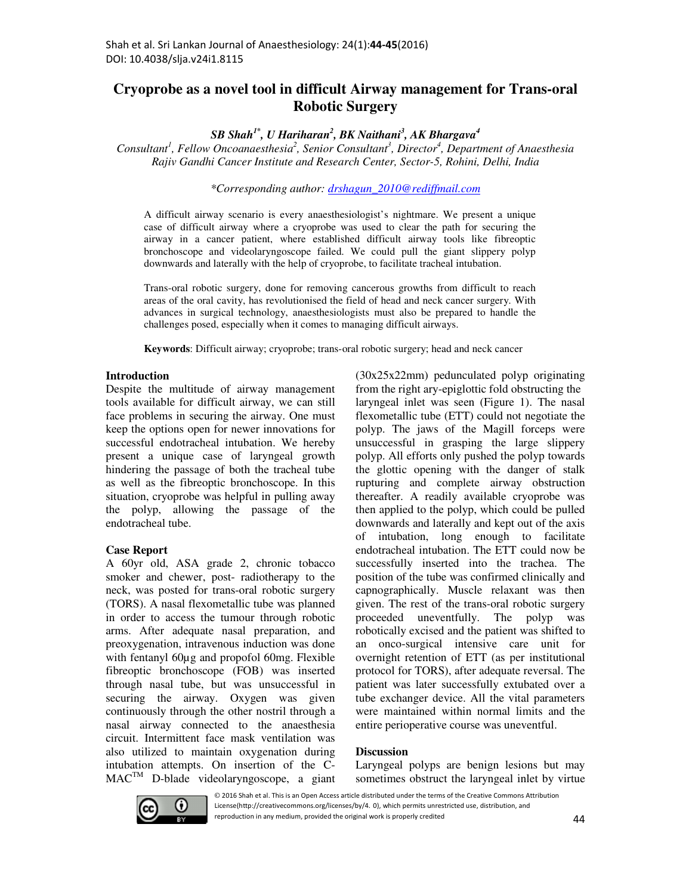# Cryoprobe as a novel tool in difficult Airway management for Trans-oral Robotic Surgery

***SB Shah[1*], U Hariharan[2], BK Naithani[3], AK Bhargava[4]***

*Consultant[1], Fellow Oncoanaesthesia[2], Senior Consultant[3], Director[4], Department of Anaesthesia Rajiv Gandhi Cancer Institute and Research Center, Sector-5, Rohini, Delhi, India*

*\*Corresponding author: drshagun_2010@rediffmail.com*

A difficult airway scenario is every anaesthesiologist's nightmare. We present a unique case of difficult airway where a cryoprobe was used to clear the path for securing the airway in a cancer patient, where established difficult airway tools like fibreoptic bronchoscope and videolaryngoscope failed. We could pull the giant slippery polyp downwards and laterally with the help of cryoprobe, to facilitate tracheal intubation.

Trans-oral robotic surgery, done for removing cancerous growths from difficult to reach areas of the oral cavity, has revolutionised the field of head and neck cancer surgery. With advances in surgical technology, anaesthesiologists must also be prepared to handle the challenges posed, especially when it comes to managing difficult airways.

**Keywords**: Difficult airway; cryoprobe; trans-oral robotic surgery; head and neck cancer

## Introduction

Despite the multitude of airway management tools available for difficult airway, we can still face problems in securing the airway. One must keep the options open for newer innovations for successful endotracheal intubation. We hereby present a unique case of laryngeal growth hindering the passage of both the tracheal tube as well as the fibreoptic bronchoscope. In this situation, cryoprobe was helpful in pulling away the polyp, allowing the passage of the endotracheal tube.

## Case Report

A 60yr old, ASA grade 2, chronic tobacco smoker and chewer, post- radiotherapy to the neck, was posted for trans-oral robotic surgery (TORS). A nasal flexometallic tube was planned in order to access the tumour through robotic arms. After adequate nasal preparation, and preoxygenation, intravenous induction was done with fentanyl 60µg and propofol 60mg. Flexible fibreoptic bronchoscope (FOB) was inserted through nasal tube, but was unsuccessful in securing the airway. Oxygen was given continuously through the other nostril through a nasal airway connected to the anaesthesia circuit. Intermittent face mask ventilation was also utilized to maintain oxygenation during intubation attempts. On insertion of the C-MAC™ D-blade videolaryngoscope, a giant (30x25x22mm) pedunculated polyp originating from the right ary-epiglottic fold obstructing the laryngeal inlet was seen (Figure 1). The nasal flexometallic tube (ETT) could not negotiate the polyp. The jaws of the Magill forceps were unsuccessful in grasping the large slippery polyp. All efforts only pushed the polyp towards the glottic opening with the danger of stalk rupturing and complete airway obstruction thereafter. A readily available cryoprobe was then applied to the polyp, which could be pulled downwards and laterally and kept out of the axis of intubation, long enough to facilitate endotracheal intubation. The ETT could now be successfully inserted into the trachea. The position of the tube was confirmed clinically and capnographically. Muscle relaxant was then given. The rest of the trans-oral robotic surgery proceeded uneventfully. The polyp was robotically excised and the patient was shifted to an onco-surgical intensive care unit for overnight retention of ETT (as per institutional protocol for TORS), after adequate reversal. The patient was later successfully extubated over a tube exchanger device. All the vital parameters were maintained within normal limits and the entire perioperative course was uneventful.

## Discussion

Laryngeal polyps are benign lesions but may sometimes obstruct the laryngeal inlet by virtue

© 2016 Shah et al. This is an Open Access article distributed under the terms of the Creative Commons Attribution License(http://creativecommons.org/licenses/by/4. 0), which permits unrestricted use, distribution, and reproduction in any medium, provided the original work is properly credited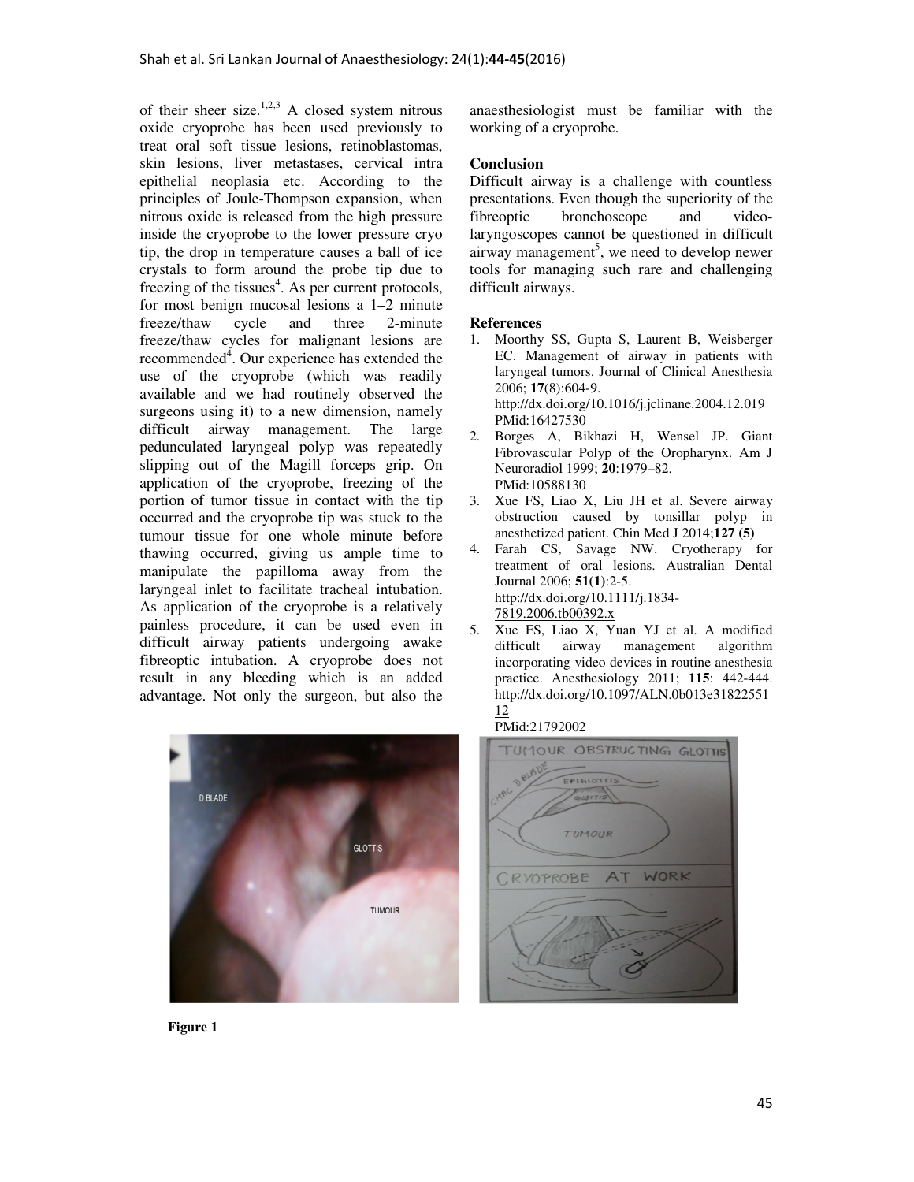of their sheer size.[1,2,3] A closed system nitrous oxide cryoprobe has been used previously to treat oral soft tissue lesions, retinoblastomas, skin lesions, liver metastases, cervical intra epithelial neoplasia etc. According to the principles of Joule-Thompson expansion, when nitrous oxide is released from the high pressure inside the cryoprobe to the lower pressure cryo tip, the drop in temperature causes a ball of ice crystals to form around the probe tip due to freezing of the tissues[4]. As per current protocols, for most benign mucosal lesions a 1–2 minute freeze/thaw cycle and three 2-minute freeze/thaw cycles for malignant lesions are recommended[4]. Our experience has extended the use of the cryoprobe (which was readily available and we had routinely observed the surgeons using it) to a new dimension, namely difficult airway management. The large pedunculated laryngeal polyp was repeatedly slipping out of the Magill forceps grip. On application of the cryoprobe, freezing of the portion of tumor tissue in contact with the tip occurred and the cryoprobe tip was stuck to the tumour tissue for one whole minute before thawing occurred, giving us ample time to manipulate the papilloma away from the laryngeal inlet to facilitate tracheal intubation. As application of the cryoprobe is a relatively painless procedure, it can be used even in difficult airway patients undergoing awake fibreoptic intubation. A cryoprobe does not result in any bleeding which is an added advantage. Not only the surgeon, but also the anaesthesiologist must be familiar with the working of a cryoprobe.

## Conclusion

Difficult airway is a challenge with countless presentations. Even though the superiority of the fibreoptic bronchoscope and video-laryngoscopes cannot be questioned in difficult airway management[5], we need to develop newer tools for managing such rare and challenging difficult airways.

## References

1. Moorthy SS, Gupta S, Laurent B, Weisberger EC. Management of airway in patients with laryngeal tumors. Journal of Clinical Anesthesia 2006; **17**(8):604-9. http://dx.doi.org/10.1016/j.jclinane.2004.12.019 PMid:16427530
2. Borges A, Bikhazi H, Wensel JP. Giant Fibrovascular Polyp of the Oropharynx. Am J Neuroradiol 1999; **20**:1979–82. PMid:10588130
3. Xue FS, Liao X, Liu JH et al. Severe airway obstruction caused by tonsillar polyp in anesthetized patient. Chin Med J 2014;**127 (5)**
4. Farah CS, Savage NW. Cryotherapy for treatment of oral lesions. Australian Dental Journal 2006; **51(1)**:2-5. http://dx.doi.org/10.1111/j.1834-7819.2006.tb00392.x
5. Xue FS, Liao X, Yuan YJ et al. A modified difficult airway management algorithm incorporating video devices in routine anesthesia practice. Anesthesiology 2011; **115**: 442-444. http://dx.doi.org/10.1097/ALN.0b013e3182255112 PMid:21792002

D BLADE

GLOTTIS

TUMOUR

TUMOUR OBSTRUCTING GLOTTIS

CMAC D BLADE

EPIGLOTTIS

GLOTTIS

TUMOUR

CRYOPROBE AT WORK

**Figure 1**